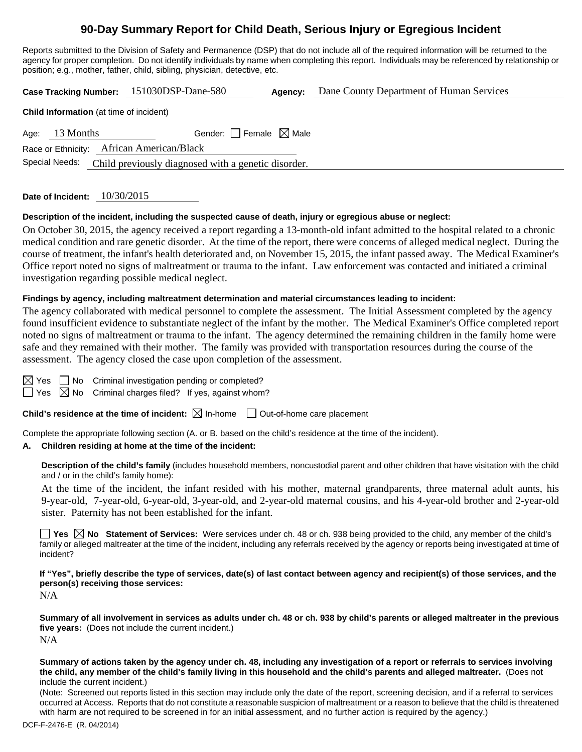# 90-Day Summary Report for Child Death, Serious Injury or Egregious Incident

Reports submitted to the Division of Safety and Permanence (DSP) that do not include all of the required information will be returned to the agency for proper completion. Do not identify individuals by name when completing this report. Individuals may be referenced by relationship or position; e.g., mother, father, child, sibling, physician, detective, etc.

**Case Tracking Number:** 151030DSP-Dane-580 **Agency:** Dane County Department of Human Services

**Child Information** (at time of incident)

Age: 13 Months Gender: ☐ Female ☒ Male

Race or Ethnicity: African American/Black

Special Needs: Child previously diagnosed with a genetic disorder.

**Date of Incident:** 10/30/2015

**Description of the incident, including the suspected cause of death, injury or egregious abuse or neglect:**

On October 30, 2015, the agency received a report regarding a 13-month-old infant admitted to the hospital related to a chronic medical condition and rare genetic disorder. At the time of the report, there were concerns of alleged medical neglect. During the course of treatment, the infant's health deteriorated and, on November 15, 2015, the infant passed away. The Medical Examiner's Office report noted no signs of maltreatment or trauma to the infant. Law enforcement was contacted and initiated a criminal investigation regarding possible medical neglect.

**Findings by agency, including maltreatment determination and material circumstances leading to incident:**

The agency collaborated with medical personnel to complete the assessment. The Initial Assessment completed by the agency found insufficient evidence to substantiate neglect of the infant by the mother. The Medical Examiner's Office completed report noted no signs of maltreatment or trauma to the infant. The agency determined the remaining children in the family home were safe and they remained with their mother. The family was provided with transportation resources during the course of the assessment. The agency closed the case upon completion of the assessment.

☒ Yes ☐ No Criminal investigation pending or completed?

☐ Yes ☒ No Criminal charges filed? If yes, against whom?

**Child's residence at the time of incident:** ☒ In-home ☐ Out-of-home care placement

Complete the appropriate following section (A. or B. based on the child's residence at the time of the incident).

**A. Children residing at home at the time of the incident:**

**Description of the child's family** (includes household members, noncustodial parent and other children that have visitation with the child and / or in the child's family home):

At the time of the incident, the infant resided with his mother, maternal grandparents, three maternal adult aunts, his 9-year-old, 7-year-old, 6-year-old, 3-year-old, and 2-year-old maternal cousins, and his 4-year-old brother and 2-year-old sister. Paternity has not been established for the infant.

☐ **Yes** ☒ **No** **Statement of Services:** Were services under ch. 48 or ch. 938 being provided to the child, any member of the child's family or alleged maltreater at the time of the incident, including any referrals received by the agency or reports being investigated at time of incident?

**If "Yes", briefly describe the type of services, date(s) of last contact between agency and recipient(s) of those services, and the person(s) receiving those services:**

N/A

**Summary of all involvement in services as adults under ch. 48 or ch. 938 by child's parents or alleged maltreater in the previous five years:** (Does not include the current incident.)

N/A

**Summary of actions taken by the agency under ch. 48, including any investigation of a report or referrals to services involving the child, any member of the child's family living in this household and the child's parents and alleged maltreater.** (Does not include the current incident.)

(Note: Screened out reports listed in this section may include only the date of the report, screening decision, and if a referral to services occurred at Access. Reports that do not constitute a reasonable suspicion of maltreatment or a reason to believe that the child is threatened with harm are not required to be screened in for an initial assessment, and no further action is required by the agency.)

DCF-F-2476-E (R. 04/2014)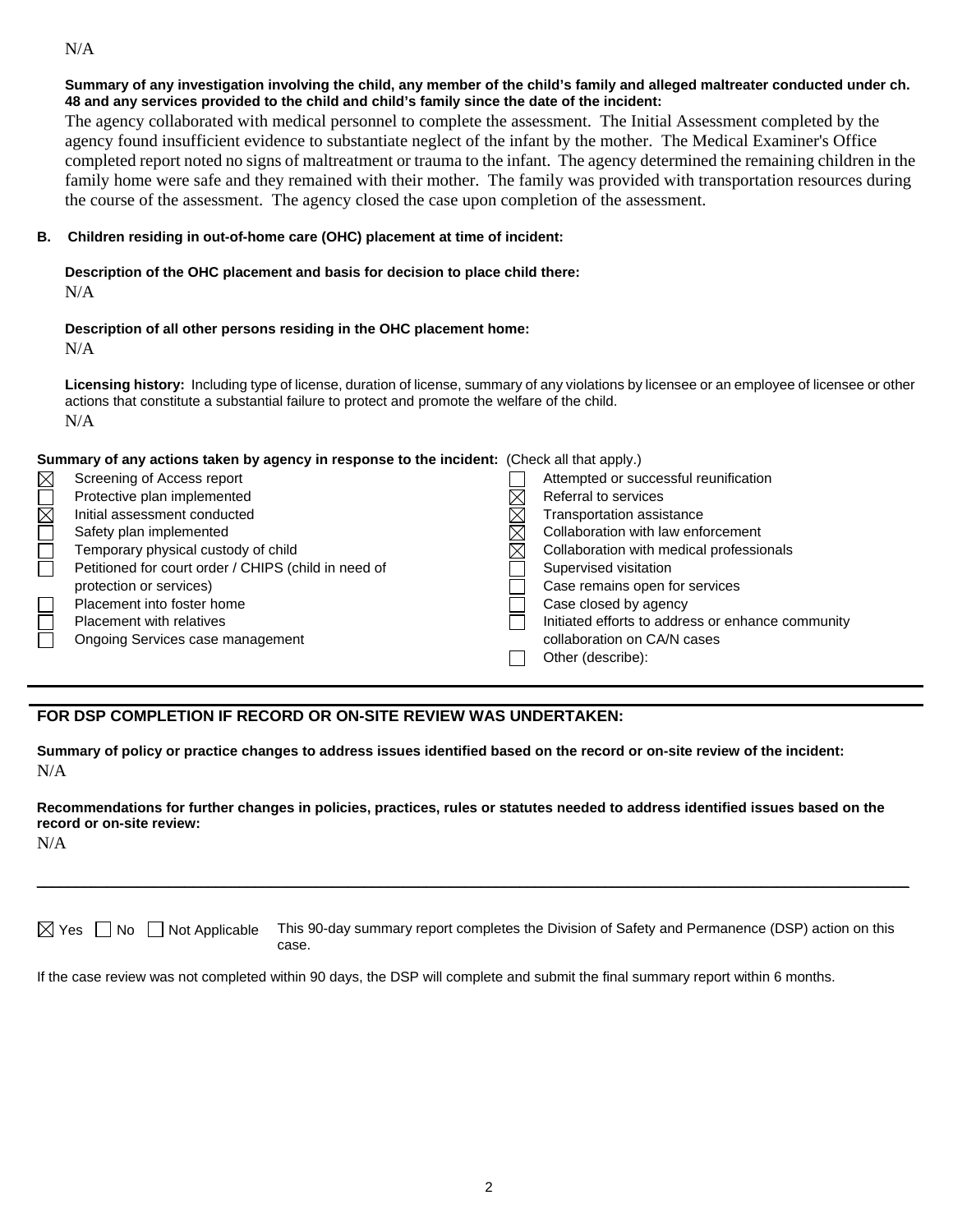N/A

**Summary of any investigation involving the child, any member of the child's family and alleged maltreater conducted under ch. 48 and any services provided to the child and child's family since the date of the incident:**

The agency collaborated with medical personnel to complete the assessment. The Initial Assessment completed by the agency found insufficient evidence to substantiate neglect of the infant by the mother. The Medical Examiner's Office completed report noted no signs of maltreatment or trauma to the infant. The agency determined the remaining children in the family home were safe and they remained with their mother. The family was provided with transportation resources during the course of the assessment. The agency closed the case upon completion of the assessment.

**B. Children residing in out-of-home care (OHC) placement at time of incident:**

**Description of the OHC placement and basis for decision to place child there:**
N/A

**Description of all other persons residing in the OHC placement home:**
N/A

**Licensing history:** Including type of license, duration of license, summary of any violations by licensee or an employee of licensee or other actions that constitute a substantial failure to protect and promote the welfare of the child.
N/A

**Summary of any actions taken by agency in response to the incident:** (Check all that apply.)

- [x] Screening of Access report
- [ ] Protective plan implemented
- [x] Initial assessment conducted
- [ ] Safety plan implemented
- [ ] Temporary physical custody of child
- [ ] Petitioned for court order / CHIPS (child in need of protection or services)
- [ ] Placement into foster home
- [ ] Placement with relatives
- [ ] Ongoing Services case management
- [ ] Attempted or successful reunification
- [x] Referral to services
- [x] Transportation assistance
- [x] Collaboration with law enforcement
- [x] Collaboration with medical professionals
- [ ] Supervised visitation
- [ ] Case remains open for services
- [ ] Case closed by agency
- [ ] Initiated efforts to address or enhance community collaboration on CA/N cases
- [ ] Other (describe):

---

## FOR DSP COMPLETION IF RECORD OR ON-SITE REVIEW WAS UNDERTAKEN:

**Summary of policy or practice changes to address issues identified based on the record or on-site review of the incident:**
N/A

**Recommendations for further changes in policies, practices, rules or statutes needed to address identified issues based on the record or on-site review:**
N/A

---

[x] Yes [ ] No [ ] Not Applicable This 90-day summary report completes the Division of Safety and Permanence (DSP) action on this case.

If the case review was not completed within 90 days, the DSP will complete and submit the final summary report within 6 months.